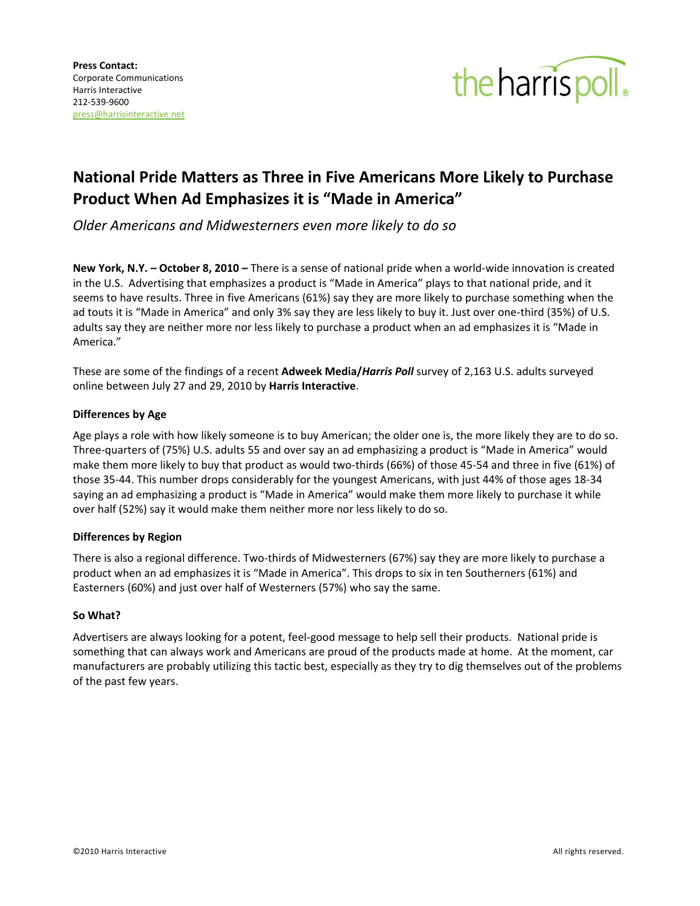**Press Contact:**
Corporate Communications
Harris Interactive
212-539-9600
press@harrisinteractive.net

the harris poll®

# National Pride Matters as Three in Five Americans More Likely to Purchase Product When Ad Emphasizes it is "Made in America"

*Older Americans and Midwesterners even more likely to do so*

**New York, N.Y. – October 8, 2010 –** There is a sense of national pride when a world-wide innovation is created in the U.S. Advertising that emphasizes a product is "Made in America" plays to that national pride, and it seems to have results. Three in five Americans (61%) say they are more likely to purchase something when the ad touts it is "Made in America" and only 3% say they are less likely to buy it. Just over one-third (35%) of U.S. adults say they are neither more nor less likely to purchase a product when an ad emphasizes it is "Made in America."

These are some of the findings of a recent **Adweek Media/*Harris Poll*** survey of 2,163 U.S. adults surveyed online between July 27 and 29, 2010 by **Harris Interactive**.

### Differences by Age

Age plays a role with how likely someone is to buy American; the older one is, the more likely they are to do so. Three-quarters of (75%) U.S. adults 55 and over say an ad emphasizing a product is "Made in America" would make them more likely to buy that product as would two-thirds (66%) of those 45-54 and three in five (61%) of those 35-44. This number drops considerably for the youngest Americans, with just 44% of those ages 18-34 saying an ad emphasizing a product is "Made in America" would make them more likely to purchase it while over half (52%) say it would make them neither more nor less likely to do so.

### Differences by Region

There is also a regional difference. Two-thirds of Midwesterners (67%) say they are more likely to purchase a product when an ad emphasizes it is "Made in America". This drops to six in ten Southerners (61%) and Easterners (60%) and just over half of Westerners (57%) who say the same.

### So What?

Advertisers are always looking for a potent, feel-good message to help sell their products. National pride is something that can always work and Americans are proud of the products made at home. At the moment, car manufacturers are probably utilizing this tactic best, especially as they try to dig themselves out of the problems of the past few years.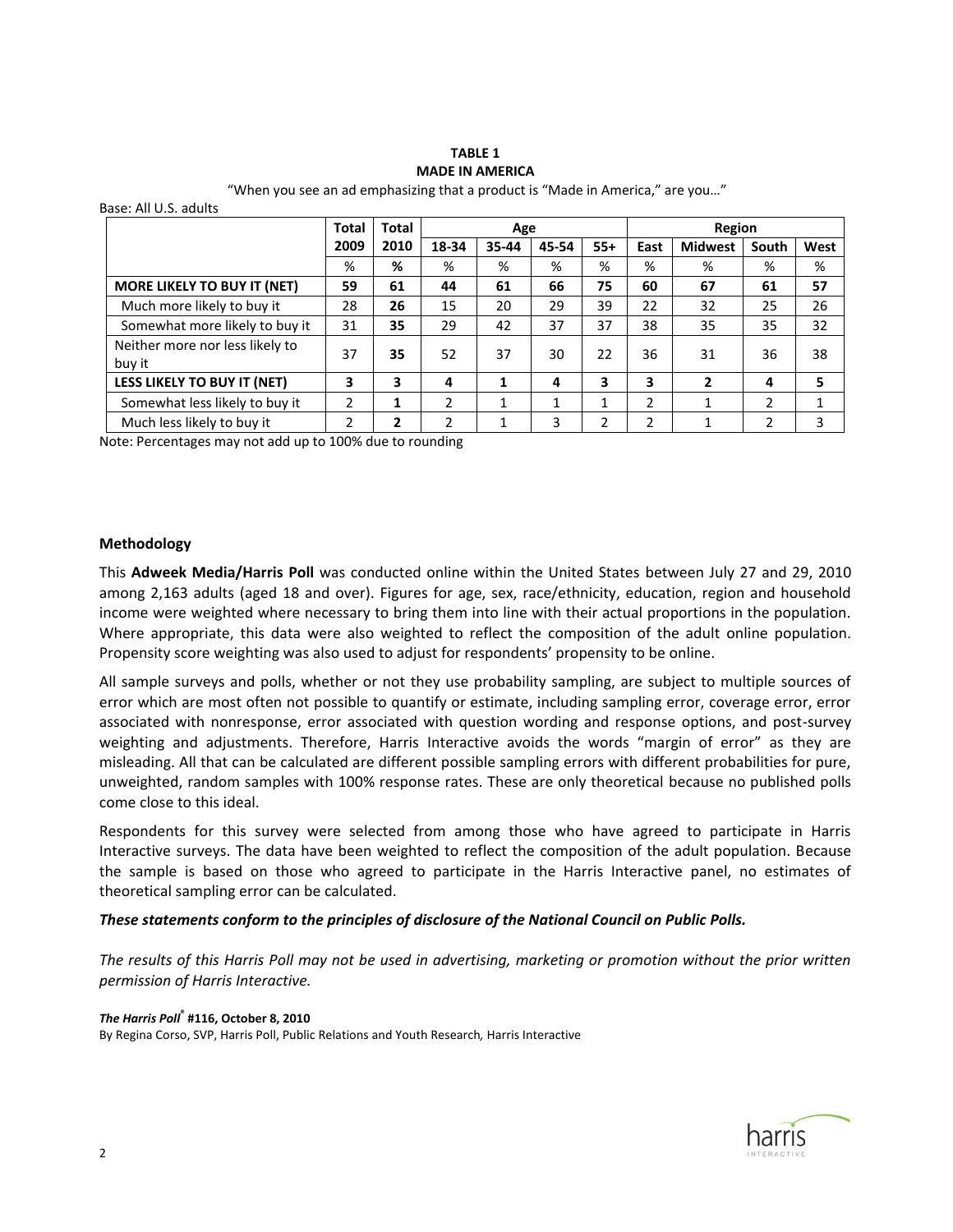**TABLE 1**
**MADE IN AMERICA**

"When you see an ad emphasizing that a product is "Made in America," are you…"

Base: All U.S. adults

| | Total 2009 | Total 2010 | Age | | | | Region | | | |
|---|---|---|---|---|---|---|---|---|---|---|
| | | | 18-34 | 35-44 | 45-54 | 55+ | East | Midwest | South | West |
| | % | **%** | % | % | % | % | % | % | % | % |
| **MORE LIKELY TO BUY IT (NET)** | **59** | **61** | **44** | **61** | **66** | **75** | **60** | **67** | **61** | **57** |
| Much more likely to buy it | 28 | **26** | 15 | 20 | 29 | 39 | 22 | 32 | 25 | 26 |
| Somewhat more likely to buy it | 31 | **35** | 29 | 42 | 37 | 37 | 38 | 35 | 35 | 32 |
| Neither more nor less likely to buy it | 37 | **35** | 52 | 37 | 30 | 22 | 36 | 31 | 36 | 38 |
| **LESS LIKELY TO BUY IT (NET)** | **3** | **3** | **4** | **1** | **4** | **3** | **3** | **2** | **4** | **5** |
| Somewhat less likely to buy it | 2 | **1** | 2 | 1 | 1 | 1 | 2 | 1 | 2 | 1 |
| Much less likely to buy it | 2 | **2** | 2 | 1 | 3 | 2 | 2 | 1 | 2 | 3 |

Note: Percentages may not add up to 100% due to rounding

### Methodology

This **Adweek Media/Harris Poll** was conducted online within the United States between July 27 and 29, 2010 among 2,163 adults (aged 18 and over). Figures for age, sex, race/ethnicity, education, region and household income were weighted where necessary to bring them into line with their actual proportions in the population. Where appropriate, this data were also weighted to reflect the composition of the adult online population. Propensity score weighting was also used to adjust for respondents' propensity to be online.

All sample surveys and polls, whether or not they use probability sampling, are subject to multiple sources of error which are most often not possible to quantify or estimate, including sampling error, coverage error, error associated with nonresponse, error associated with question wording and response options, and post-survey weighting and adjustments. Therefore, Harris Interactive avoids the words "margin of error" as they are misleading. All that can be calculated are different possible sampling errors with different probabilities for pure, unweighted, random samples with 100% response rates. These are only theoretical because no published polls come close to this ideal.

Respondents for this survey were selected from among those who have agreed to participate in Harris Interactive surveys. The data have been weighted to reflect the composition of the adult population. Because the sample is based on those who agreed to participate in the Harris Interactive panel, no estimates of theoretical sampling error can be calculated.

***These statements conform to the principles of disclosure of the National Council on Public Polls.***

*The results of this Harris Poll may not be used in advertising, marketing or promotion without the prior written permission of Harris Interactive.*

***The Harris Poll*® #116, October 8, 2010**
By Regina Corso, SVP, Harris Poll, Public Relations and Youth Research, Harris Interactive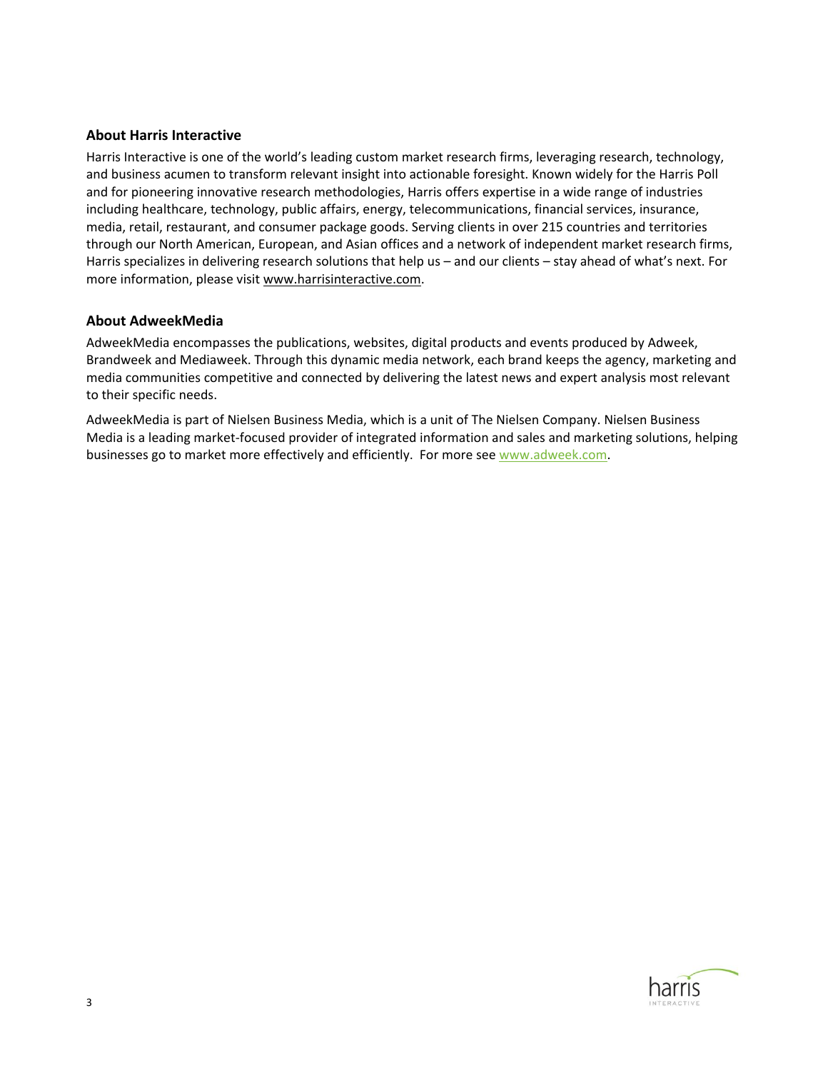## About Harris Interactive

Harris Interactive is one of the world's leading custom market research firms, leveraging research, technology, and business acumen to transform relevant insight into actionable foresight. Known widely for the Harris Poll and for pioneering innovative research methodologies, Harris offers expertise in a wide range of industries including healthcare, technology, public affairs, energy, telecommunications, financial services, insurance, media, retail, restaurant, and consumer package goods. Serving clients in over 215 countries and territories through our North American, European, and Asian offices and a network of independent market research firms, Harris specializes in delivering research solutions that help us – and our clients – stay ahead of what's next. For more information, please visit www.harrisinteractive.com.

## About AdweekMedia

AdweekMedia encompasses the publications, websites, digital products and events produced by Adweek, Brandweek and Mediaweek. Through this dynamic media network, each brand keeps the agency, marketing and media communities competitive and connected by delivering the latest news and expert analysis most relevant to their specific needs.

AdweekMedia is part of Nielsen Business Media, which is a unit of The Nielsen Company. Nielsen Business Media is a leading market-focused provider of integrated information and sales and marketing solutions, helping businesses go to market more effectively and efficiently. For more see www.adweek.com.